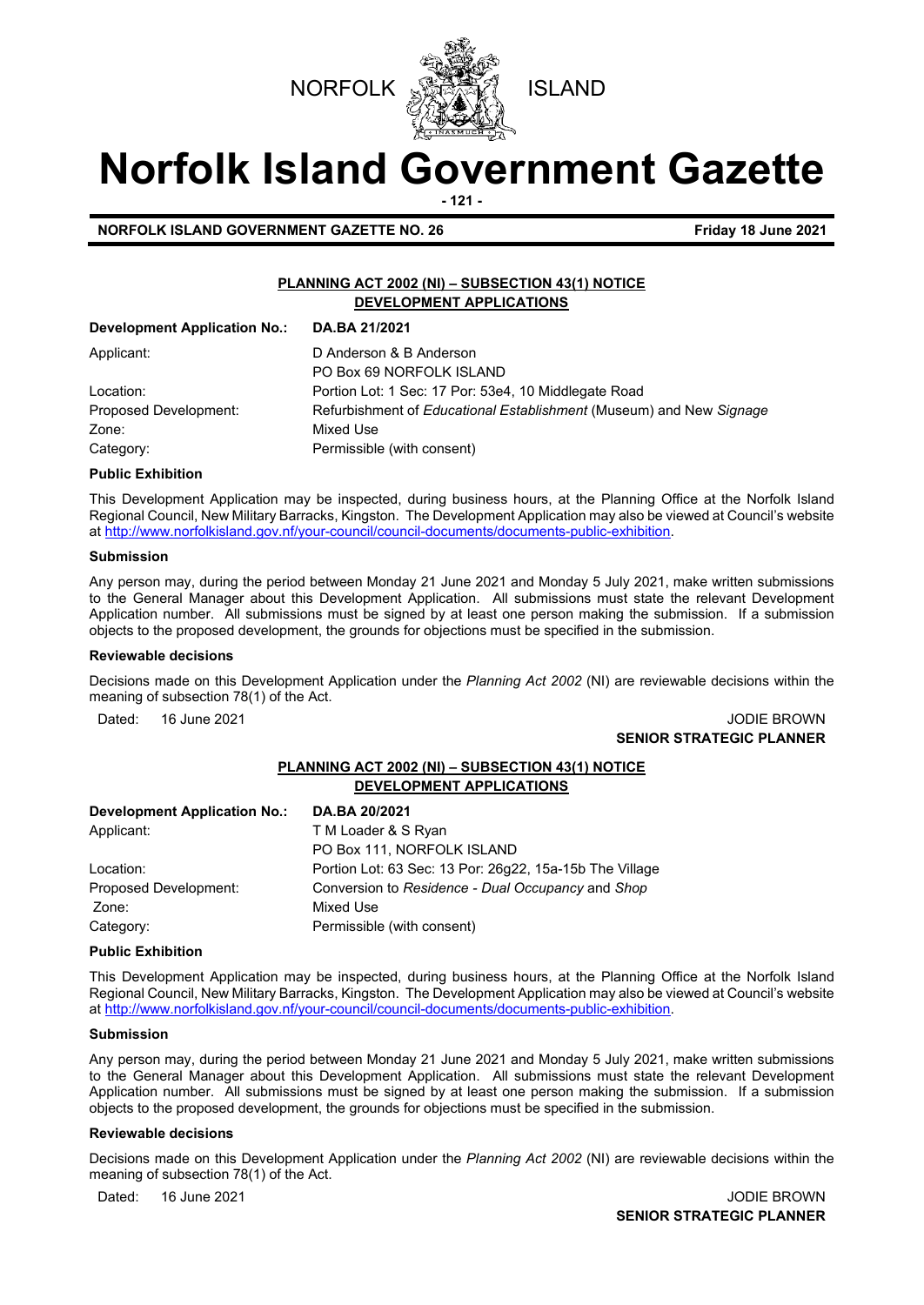NORFOLK ISLAND

# Norfolk Island Government Gazette

**NORFOLK ISLAND GOVERNMENT GAZETTE NO. 26** **Friday 18 June 2021**

## PLANNING ACT 2002 (NI) – SUBSECTION 43(1) NOTICE
## DEVELOPMENT APPLICATIONS

| **Development Application No.:** | **DA.BA 21/2021** |
|---|---|
| Applicant: | D Anderson & B Anderson<br>PO Box 69 NORFOLK ISLAND |
| Location: | Portion Lot: 1 Sec: 17 Por: 53e4, 10 Middlegate Road |
| Proposed Development: | Refurbishment of *Educational Establishment* (Museum) and New *Signage* |
| Zone: | Mixed Use |
| Category: | Permissible (with consent) |

**Public Exhibition**

This Development Application may be inspected, during business hours, at the Planning Office at the Norfolk Island Regional Council, New Military Barracks, Kingston. The Development Application may also be viewed at Council's website at http://www.norfolkisland.gov.nf/your-council/council-documents/documents-public-exhibition.

**Submission**

Any person may, during the period between Monday 21 June 2021 and Monday 5 July 2021, make written submissions to the General Manager about this Development Application. All submissions must state the relevant Development Application number. All submissions must be signed by at least one person making the submission. If a submission objects to the proposed development, the grounds for objections must be specified in the submission.

**Reviewable decisions**

Decisions made on this Development Application under the *Planning Act 2002* (NI) are reviewable decisions within the meaning of subsection 78(1) of the Act.

Dated: 16 June 2021

JODIE BROWN
**SENIOR STRATEGIC PLANNER**

## PLANNING ACT 2002 (NI) – SUBSECTION 43(1) NOTICE
## DEVELOPMENT APPLICATIONS

| **Development Application No.:** | **DA.BA 20/2021** |
|---|---|
| Applicant: | T M Loader & S Ryan<br>PO Box 111, NORFOLK ISLAND |
| Location: | Portion Lot: 63 Sec: 13 Por: 26g22, 15a-15b The Village |
| Proposed Development: | Conversion to *Residence - Dual Occupancy* and *Shop* |
| Zone: | Mixed Use |
| Category: | Permissible (with consent) |

**Public Exhibition**

This Development Application may be inspected, during business hours, at the Planning Office at the Norfolk Island Regional Council, New Military Barracks, Kingston. The Development Application may also be viewed at Council's website at http://www.norfolkisland.gov.nf/your-council/council-documents/documents-public-exhibition.

**Submission**

Any person may, during the period between Monday 21 June 2021 and Monday 5 July 2021, make written submissions to the General Manager about this Development Application. All submissions must state the relevant Development Application number. All submissions must be signed by at least one person making the submission. If a submission objects to the proposed development, the grounds for objections must be specified in the submission.

**Reviewable decisions**

Decisions made on this Development Application under the *Planning Act 2002* (NI) are reviewable decisions within the meaning of subsection 78(1) of the Act.

Dated: 16 June 2021

JODIE BROWN
**SENIOR STRATEGIC PLANNER**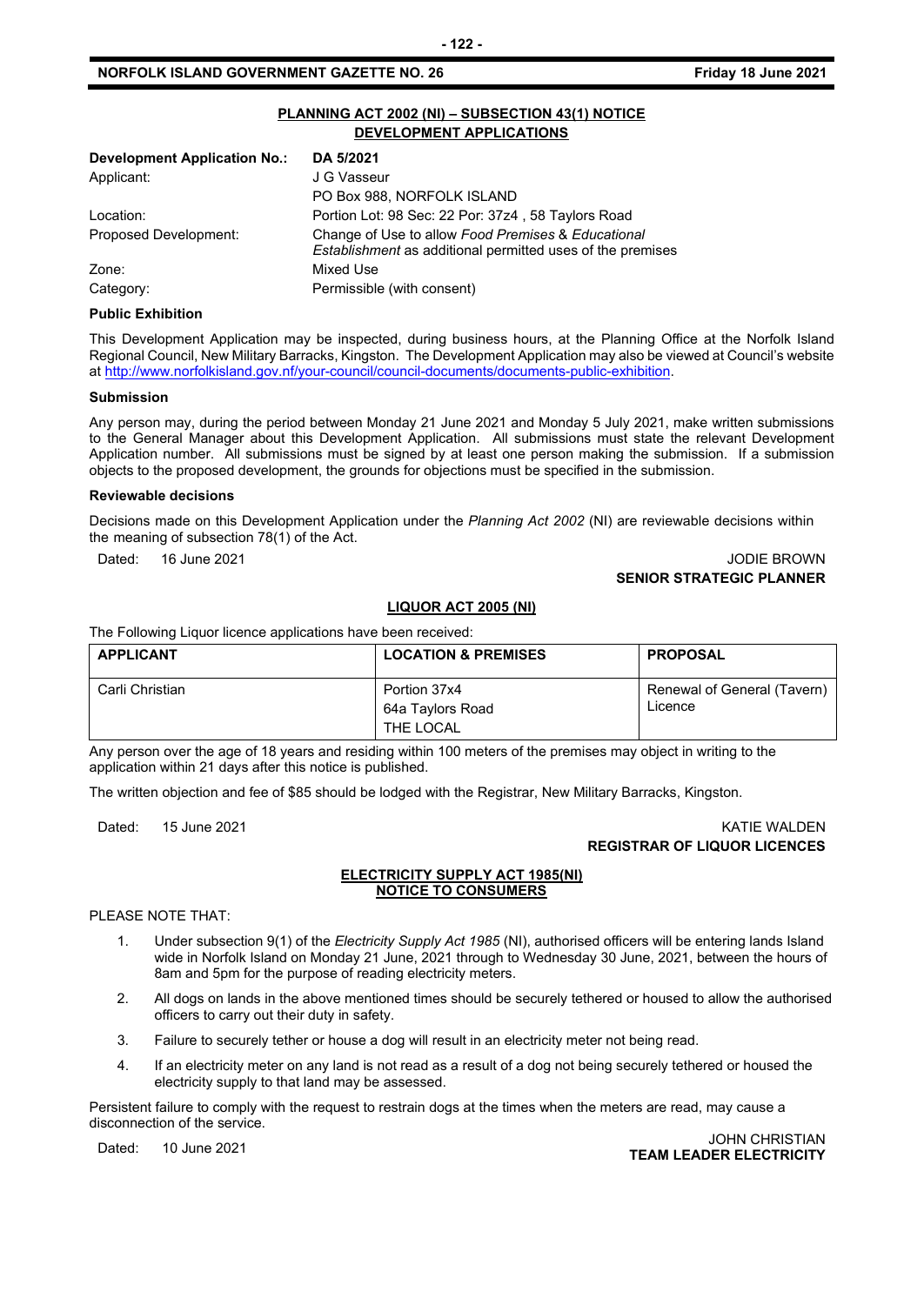## PLANNING ACT 2002 (NI) – SUBSECTION 43(1) NOTICE
## DEVELOPMENT APPLICATIONS

| **Development Application No.:** | **DA 5/2021** |
|---|---|
| Applicant: | J G Vasseur<br>PO Box 988, NORFOLK ISLAND |
| Location: | Portion Lot: 98 Sec: 22 Por: 37z4 , 58 Taylors Road |
| Proposed Development: | Change of Use to allow *Food Premises* & *Educational Establishment* as additional permitted uses of the premises |
| Zone: | Mixed Use |
| Category: | Permissible (with consent) |

**Public Exhibition**

This Development Application may be inspected, during business hours, at the Planning Office at the Norfolk Island Regional Council, New Military Barracks, Kingston. The Development Application may also be viewed at Council's website at http://www.norfolkisland.gov.nf/your-council/council-documents/documents-public-exhibition.

**Submission**

Any person may, during the period between Monday 21 June 2021 and Monday 5 July 2021, make written submissions to the General Manager about this Development Application. All submissions must state the relevant Development Application number. All submissions must be signed by at least one person making the submission. If a submission objects to the proposed development, the grounds for objections must be specified in the submission.

**Reviewable decisions**

Decisions made on this Development Application under the *Planning Act 2002* (NI) are reviewable decisions within the meaning of subsection 78(1) of the Act.

Dated: 16 June 2021

JODIE BROWN
**SENIOR STRATEGIC PLANNER**

## LIQUOR ACT 2005 (NI)

The Following Liquor licence applications have been received:

| APPLICANT | LOCATION & PREMISES | PROPOSAL |
|---|---|---|
| Carli Christian | Portion 37x4<br>64a Taylors Road<br>THE LOCAL | Renewal of General (Tavern) Licence |

Any person over the age of 18 years and residing within 100 meters of the premises may object in writing to the application within 21 days after this notice is published.

The written objection and fee of $85 should be lodged with the Registrar, New Military Barracks, Kingston.

Dated: 15 June 2021

KATIE WALDEN
**REGISTRAR OF LIQUOR LICENCES**

## ELECTRICITY SUPPLY ACT 1985(NI)
## NOTICE TO CONSUMERS

PLEASE NOTE THAT:

1. Under subsection 9(1) of the *Electricity Supply Act 1985* (NI), authorised officers will be entering lands Island wide in Norfolk Island on Monday 21 June, 2021 through to Wednesday 30 June, 2021, between the hours of 8am and 5pm for the purpose of reading electricity meters.
2. All dogs on lands in the above mentioned times should be securely tethered or housed to allow the authorised officers to carry out their duty in safety.
3. Failure to securely tether or house a dog will result in an electricity meter not being read.
4. If an electricity meter on any land is not read as a result of a dog not being securely tethered or housed the electricity supply to that land may be assessed.

Persistent failure to comply with the request to restrain dogs at the times when the meters are read, may cause a disconnection of the service.

Dated: 10 June 2021

JOHN CHRISTIAN
**TEAM LEADER ELECTRICITY**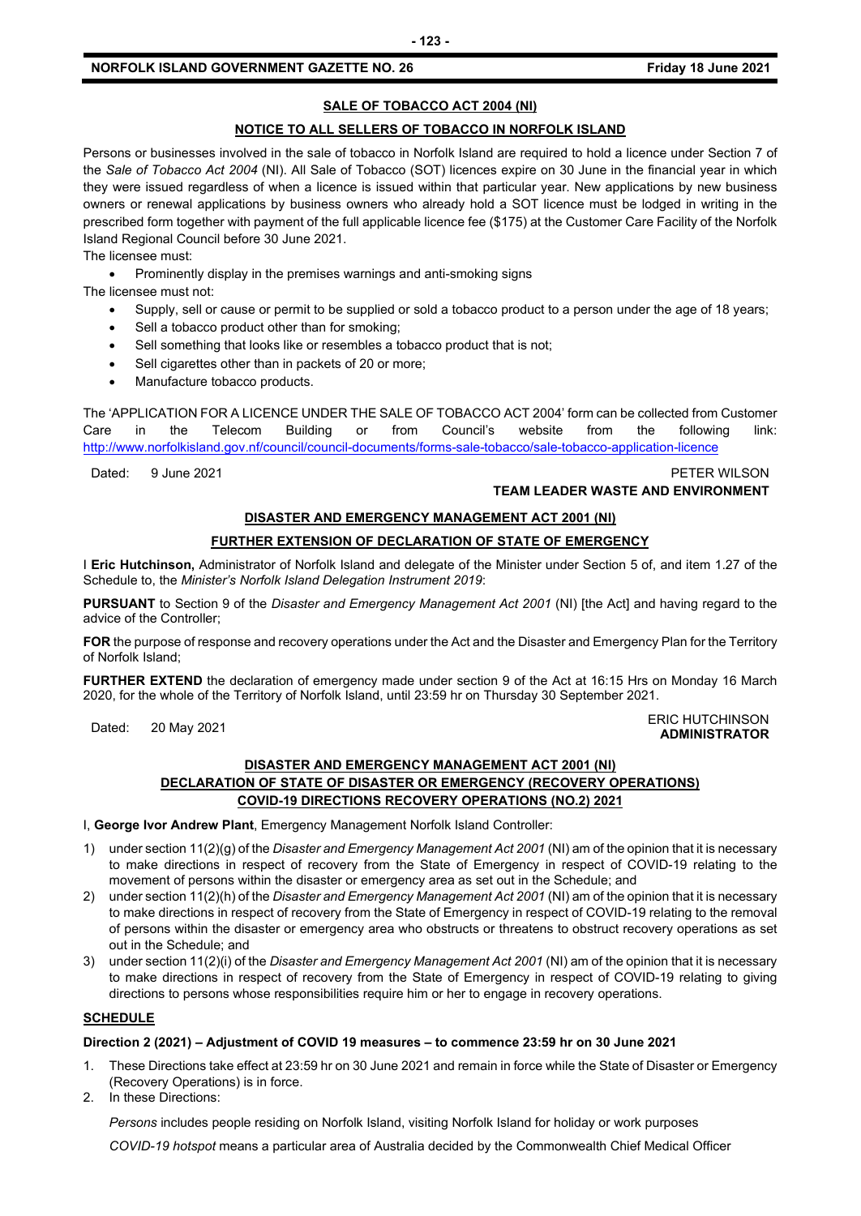## SALE OF TOBACCO ACT 2004 (NI)

### NOTICE TO ALL SELLERS OF TOBACCO IN NORFOLK ISLAND

Persons or businesses involved in the sale of tobacco in Norfolk Island are required to hold a licence under Section 7 of the *Sale of Tobacco Act 2004* (NI). All Sale of Tobacco (SOT) licences expire on 30 June in the financial year in which they were issued regardless of when a licence is issued within that particular year. New applications by new business owners or renewal applications by business owners who already hold a SOT licence must be lodged in writing in the prescribed form together with payment of the full applicable licence fee ($175) at the Customer Care Facility of the Norfolk Island Regional Council before 30 June 2021.

The licensee must:

- Prominently display in the premises warnings and anti-smoking signs

The licensee must not:

- Supply, sell or cause or permit to be supplied or sold a tobacco product to a person under the age of 18 years;
- Sell a tobacco product other than for smoking;
- Sell something that looks like or resembles a tobacco product that is not;
- Sell cigarettes other than in packets of 20 or more;
- Manufacture tobacco products.

The 'APPLICATION FOR A LICENCE UNDER THE SALE OF TOBACCO ACT 2004' form can be collected from Customer Care in the Telecom Building or from Council's website from the following link: http://www.norfolkisland.gov.nf/council/council-documents/forms-sale-tobacco/sale-tobacco-application-licence

Dated: 9 June 2021

PETER WILSON
**TEAM LEADER WASTE AND ENVIRONMENT**

## DISASTER AND EMERGENCY MANAGEMENT ACT 2001 (NI)

### FURTHER EXTENSION OF DECLARATION OF STATE OF EMERGENCY

I **Eric Hutchinson,** Administrator of Norfolk Island and delegate of the Minister under Section 5 of, and item 1.27 of the Schedule to, the *Minister's Norfolk Island Delegation Instrument 2019*:

**PURSUANT** to Section 9 of the *Disaster and Emergency Management Act 2001* (NI) [the Act] and having regard to the advice of the Controller;

**FOR** the purpose of response and recovery operations under the Act and the Disaster and Emergency Plan for the Territory of Norfolk Island;

**FURTHER EXTEND** the declaration of emergency made under section 9 of the Act at 16:15 Hrs on Monday 16 March 2020, for the whole of the Territory of Norfolk Island, until 23:59 hr on Thursday 30 September 2021.

Dated: 20 May 2021

ERIC HUTCHINSON
**ADMINISTRATOR**

## DISASTER AND EMERGENCY MANAGEMENT ACT 2001 (NI)
## DECLARATION OF STATE OF DISASTER OR EMERGENCY (RECOVERY OPERATIONS)
## COVID-19 DIRECTIONS RECOVERY OPERATIONS (NO.2) 2021

I, **George Ivor Andrew Plant**, Emergency Management Norfolk Island Controller:

1) under section 11(2)(g) of the *Disaster and Emergency Management Act 2001* (NI) am of the opinion that it is necessary to make directions in respect of recovery from the State of Emergency in respect of COVID-19 relating to the movement of persons within the disaster or emergency area as set out in the Schedule; and
2) under section 11(2)(h) of the *Disaster and Emergency Management Act 2001* (NI) am of the opinion that it is necessary to make directions in respect of recovery from the State of Emergency in respect of COVID-19 relating to the removal of persons within the disaster or emergency area who obstructs or threatens to obstruct recovery operations as set out in the Schedule; and
3) under section 11(2)(i) of the *Disaster and Emergency Management Act 2001* (NI) am of the opinion that it is necessary to make directions in respect of recovery from the State of Emergency in respect of COVID-19 relating to giving directions to persons whose responsibilities require him or her to engage in recovery operations.

### SCHEDULE

**Direction 2 (2021) – Adjustment of COVID 19 measures – to commence 23:59 hr on 30 June 2021**

1. These Directions take effect at 23:59 hr on 30 June 2021 and remain in force while the State of Disaster or Emergency (Recovery Operations) is in force.
2. In these Directions:

   *Persons* includes people residing on Norfolk Island, visiting Norfolk Island for holiday or work purposes

   *COVID-19 hotspot* means a particular area of Australia decided by the Commonwealth Chief Medical Officer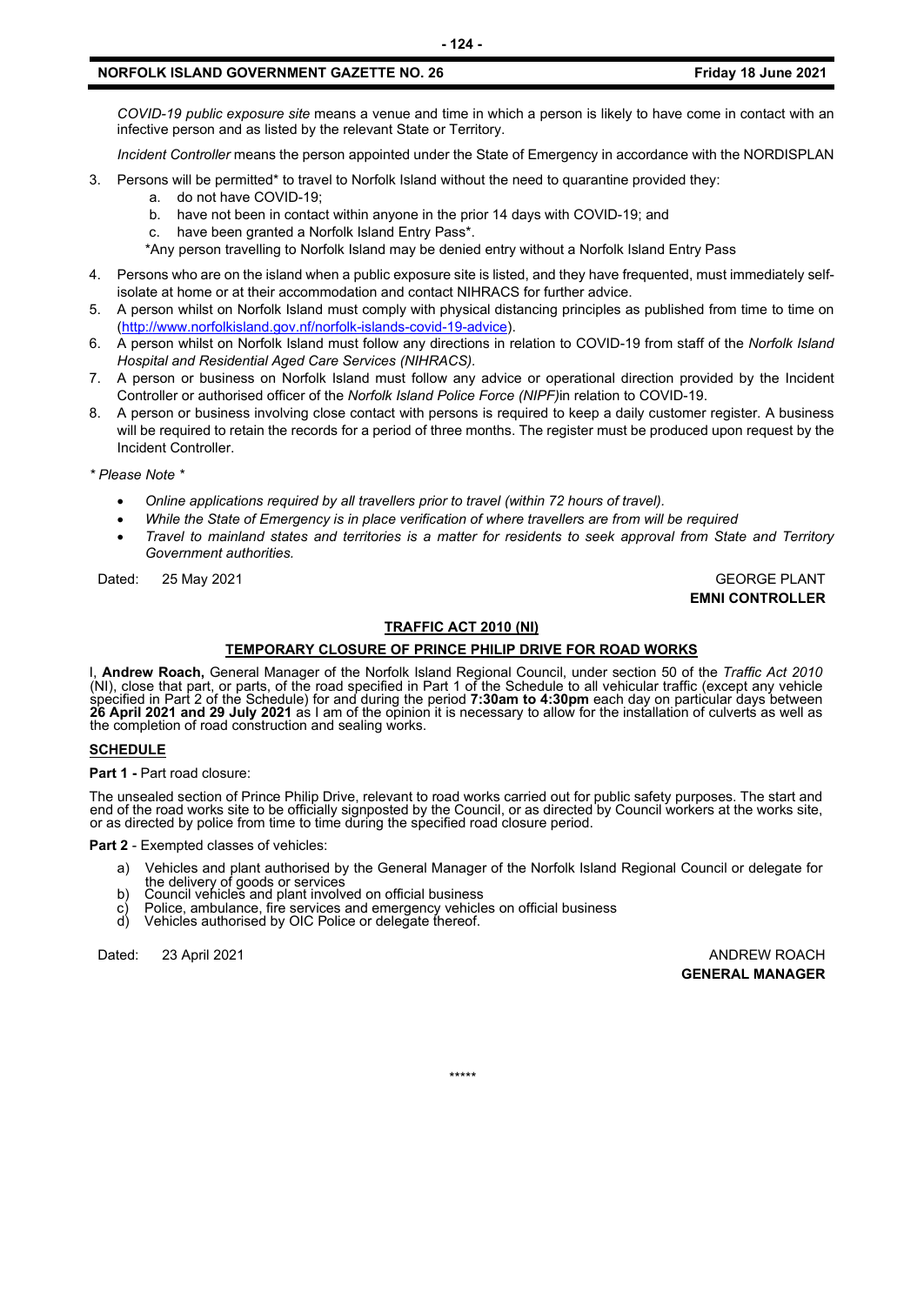*COVID-19 public exposure site* means a venue and time in which a person is likely to have come in contact with an infective person and as listed by the relevant State or Territory.

*Incident Controller* means the person appointed under the State of Emergency in accordance with the NORDISPLAN

3. Persons will be permitted* to travel to Norfolk Island without the need to quarantine provided they:
   a. do not have COVID-19;
   b. have not been in contact within anyone in the prior 14 days with COVID-19; and
   c. have been granted a Norfolk Island Entry Pass*.

   *Any person travelling to Norfolk Island may be denied entry without a Norfolk Island Entry Pass

4. Persons who are on the island when a public exposure site is listed, and they have frequented, must immediately self-isolate at home or at their accommodation and contact NIHRACS for further advice.
5. A person whilst on Norfolk Island must comply with physical distancing principles as published from time to time on (http://www.norfolkisland.gov.nf/norfolk-islands-covid-19-advice).
6. A person whilst on Norfolk Island must follow any directions in relation to COVID-19 from staff of the *Norfolk Island Hospital and Residential Aged Care Services (NIHRACS)*.
7. A person or business on Norfolk Island must follow any advice or operational direction provided by the Incident Controller or authorised officer of the *Norfolk Island Police Force (NIPF)*in relation to COVID-19.
8. A person or business involving close contact with persons is required to keep a daily customer register. A business will be required to retain the records for a period of three months. The register must be produced upon request by the Incident Controller.

*\* Please Note \**

- *Online applications required by all travellers prior to travel (within 72 hours of travel).*
- *While the State of Emergency is in place verification of where travellers are from will be required*
- *Travel to mainland states and territories is a matter for residents to seek approval from State and Territory Government authorities.*

Dated: 25 May 2021

GEORGE PLANT
**EMNI CONTROLLER**

## TRAFFIC ACT 2010 (NI)

### TEMPORARY CLOSURE OF PRINCE PHILIP DRIVE FOR ROAD WORKS

I, **Andrew Roach,** General Manager of the Norfolk Island Regional Council, under section 50 of the *Traffic Act 2010* (NI), close that part, or parts, of the road specified in Part 1 of the Schedule to all vehicular traffic (except any vehicle specified in Part 2 of the Schedule) for and during the period **7:30am to 4:30pm** each day on particular days between **26 April 2021 and 29 July 2021** as I am of the opinion it is necessary to allow for the installation of culverts as well as the completion of road construction and sealing works.

**SCHEDULE**

**Part 1 -** Part road closure:

The unsealed section of Prince Philip Drive, relevant to road works carried out for public safety purposes. The start and end of the road works site to be officially signposted by the Council, or as directed by Council workers at the works site, or as directed by police from time to time during the specified road closure period.

**Part 2** - Exempted classes of vehicles:

a) Vehicles and plant authorised by the General Manager of the Norfolk Island Regional Council or delegate for the delivery of goods or services
b) Council vehicles and plant involved on official business
c) Police, ambulance, fire services and emergency vehicles on official business
d) Vehicles authorised by OIC Police or delegate thereof.

Dated: 23 April 2021

ANDREW ROACH
**GENERAL MANAGER**

\*\*\*\*\*